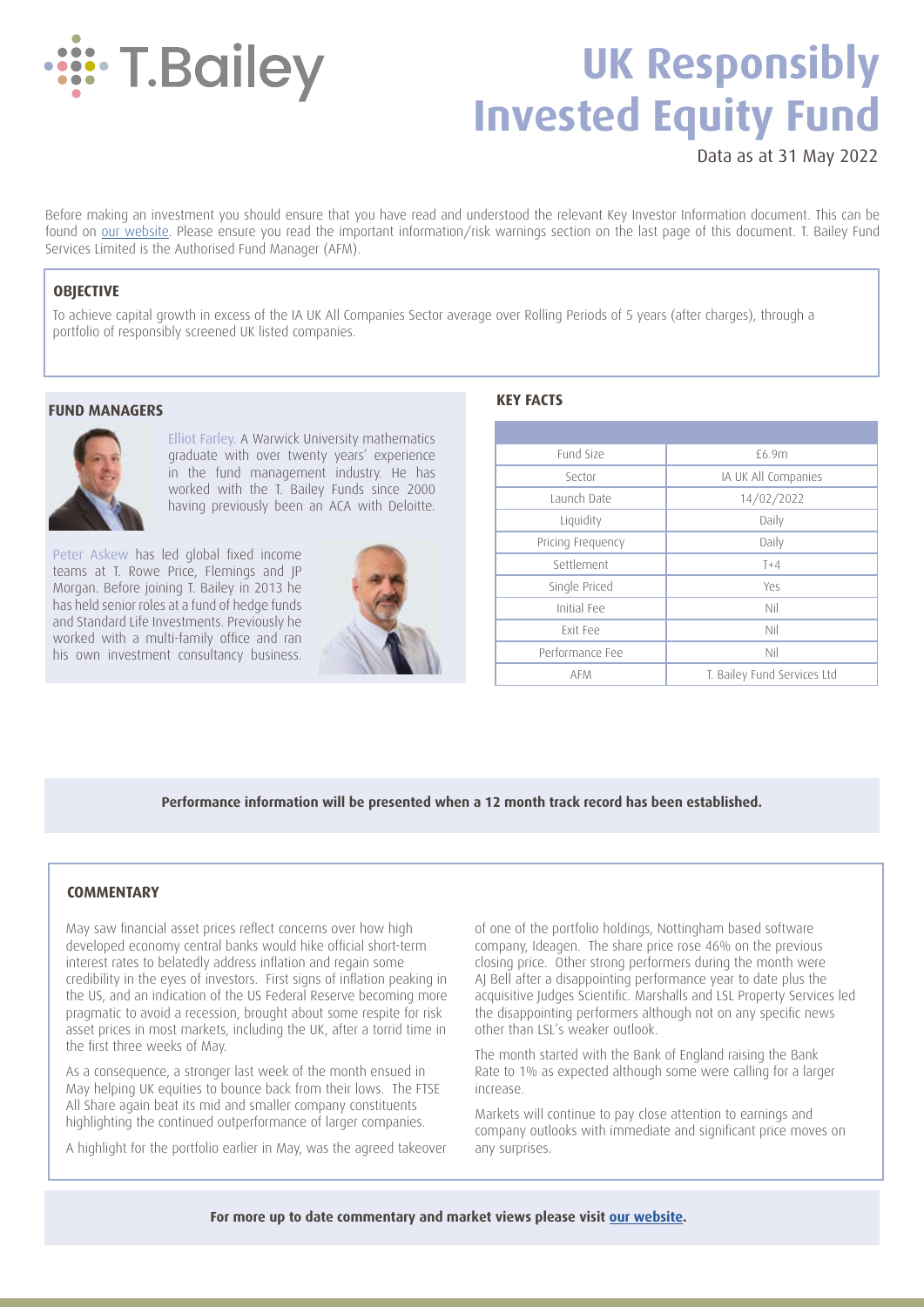T.Bailey

# UK Responsibly Invested Equity Fund

Data as at 31 May 2022

Before making an investment you should ensure that you have read and understood the relevant Key Investor Information document. This can be found on our website. Please ensure you read the important information/risk warnings section on the last page of this document. T. Bailey Fund Services Limited is the Authorised Fund Manager (AFM).

## OBJECTIVE

To achieve capital growth in excess of the IA UK All Companies Sector average over Rolling Periods of 5 years (after charges), through a portfolio of responsibly screened UK listed companies.

## FUND MANAGERS

Elliot Farley. A Warwick University mathematics graduate with over twenty years' experience in the fund management industry. He has worked with the T. Bailey Funds since 2000 having previously been an ACA with Deloitte.

Peter Askew has led global fixed income teams at T. Rowe Price, Flemings and JP Morgan. Before joining T. Bailey in 2013 he has held senior roles at a fund of hedge funds and Standard Life Investments. Previously he worked with a multi-family office and ran his own investment consultancy business.

## KEY FACTS

| | |
|---|---|
| Fund Size | £6.9m |
| Sector | IA UK All Companies |
| Launch Date | 14/02/2022 |
| Liquidity | Daily |
| Pricing Frequency | Daily |
| Settlement | T+4 |
| Single Priced | Yes |
| Initial Fee | Nil |
| Exit Fee | Nil |
| Performance Fee | Nil |
| AFM | T. Bailey Fund Services Ltd |

**Performance information will be presented when a 12 month track record has been established.**

## COMMENTARY

May saw financial asset prices reflect concerns over how high developed economy central banks would hike official short-term interest rates to belatedly address inflation and regain some credibility in the eyes of investors. First signs of inflation peaking in the US, and an indication of the US Federal Reserve becoming more pragmatic to avoid a recession, brought about some respite for risk asset prices in most markets, including the UK, after a torrid time in the first three weeks of May.

As a consequence, a stronger last week of the month ensued in May helping UK equities to bounce back from their lows. The FTSE All Share again beat its mid and smaller company constituents highlighting the continued outperformance of larger companies.

A highlight for the portfolio earlier in May, was the agreed takeover of one of the portfolio holdings, Nottingham based software company, Ideagen. The share price rose 46% on the previous closing price. Other strong performers during the month were AJ Bell after a disappointing performance year to date plus the acquisitive Judges Scientific. Marshalls and LSL Property Services led the disappointing performers although not on any specific news other than LSL's weaker outlook.

The month started with the Bank of England raising the Bank Rate to 1% as expected although some were calling for a larger increase.

Markets will continue to pay close attention to earnings and company outlooks with immediate and significant price moves on any surprises.

**For more up to date commentary and market views please visit our website.**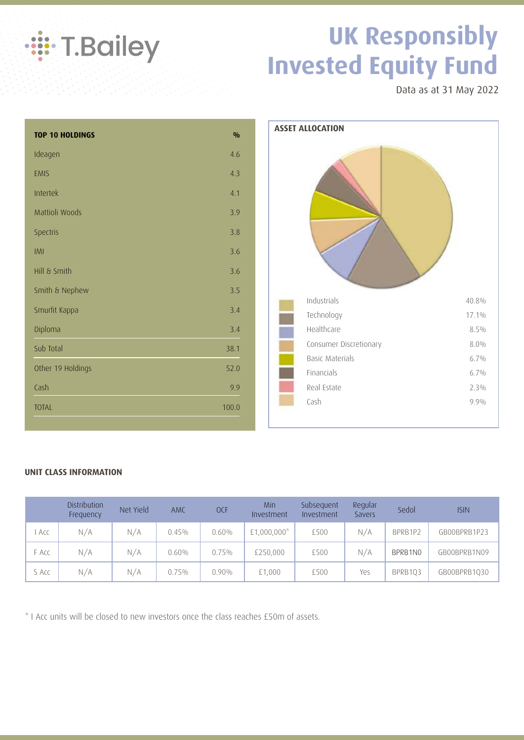# UK Responsibly Invested Equity Fund

Data as at 31 May 2022

| TOP 10 HOLDINGS | % |
|---|---|
| Ideagen | 4.6 |
| EMIS | 4.3 |
| Intertek | 4.1 |
| Mattioli Woods | 3.9 |
| Spectris | 3.8 |
| IMI | 3.6 |
| Hill & Smith | 3.6 |
| Smith & Nephew | 3.5 |
| Smurfit Kappa | 3.4 |
| Diploma | 3.4 |
| Sub Total | 38.1 |
| Other 19 Holdings | 52.0 |
| Cash | 9.9 |
| TOTAL | 100.0 |

**ASSET ALLOCATION**

| Sector | % |
|---|---|
| Industrials | 40.8% |
| Technology | 17.1% |
| Healthcare | 8.5% |
| Consumer Discretionary | 8.0% |
| Basic Materials | 6.7% |
| Financials | 6.7% |
| Real Estate | 2.3% |
| Cash | 9.9% |

**UNIT CLASS INFORMATION**

| | Distribution Frequency | Net Yield | AMC | OCF | Min Investment | Subsequent Investment | Regular Savers | Sedol | ISIN |
|---|---|---|---|---|---|---|---|---|---|
| I Acc | N/A | N/A | 0.45% | 0.60% | £1,000,000* | £500 | N/A | BPRB1P2 | GB00BPRB1P23 |
| F Acc | N/A | N/A | 0.60% | 0.75% | £250,000 | £500 | N/A | BPRB1N0 | GB00BPRB1N09 |
| S Acc | N/A | N/A | 0.75% | 0.90% | £1,000 | £500 | Yes | BPRB1Q3 | GB00BPRB1Q30 |

* I Acc units will be closed to new investors once the class reaches £50m of assets.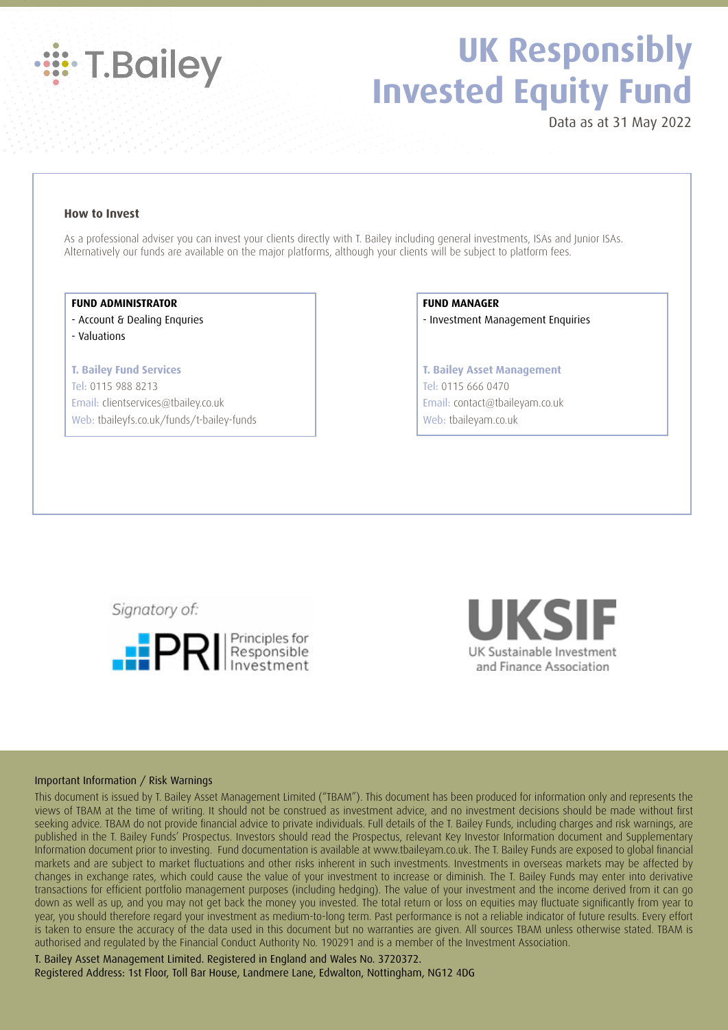T.Bailey

# UK Responsibly Invested Equity Fund

Data as at 31 May 2022

### How to Invest

As a professional adviser you can invest your clients directly with T. Bailey including general investments, ISAs and Junior ISAs. Alternatively our funds are available on the major platforms, although your clients will be subject to platform fees.

**FUND ADMINISTRATOR**

- Account & Dealing Enquiries
- Valuations

**T. Bailey Fund Services**
Tel: 0115 988 8213
Email: clientservices@tbailey.co.uk
Web: tbaileyfs.co.uk/funds/t-bailey-funds

**FUND MANAGER**

- Investment Management Enquiries

**T. Bailey Asset Management**
Tel: 0115 666 0470
Email: contact@tbaileyam.co.uk
Web: tbaileyam.co.uk

Signatory of: PRI Principles for Responsible Investment

UKSIF UK Sustainable Investment and Finance Association

Important Information / Risk Warnings

This document is issued by T. Bailey Asset Management Limited ("TBAM"). This document has been produced for information only and represents the views of TBAM at the time of writing. It should not be construed as investment advice, and no investment decisions should be made without first seeking advice. TBAM do not provide financial advice to private individuals. Full details of the T. Bailey Funds, including charges and risk warnings, are published in the T. Bailey Funds' Prospectus. Investors should read the Prospectus, relevant Key Investor Information document and Supplementary Information document prior to investing. Fund documentation is available at www.tbaileyam.co.uk. The T. Bailey Funds are exposed to global financial markets and are subject to market fluctuations and other risks inherent in such investments. Investments in overseas markets may be affected by changes in exchange rates, which could cause the value of your investment to increase or diminish. The T. Bailey Funds may enter into derivative transactions for efficient portfolio management purposes (including hedging). The value of your investment and the income derived from it can go down as well as up, and you may not get back the money you invested. The total return on equities may fluctuate significantly from year to year, you should therefore regard your investment as medium-to-long term. Past performance is not a reliable indicator of future results. Every effort is taken to ensure the accuracy of the data used in this document but no warranties are given. All sources TBAM unless otherwise stated. TBAM is authorised and regulated by the Financial Conduct Authority No. 190291 and is a member of the Investment Association.

T. Bailey Asset Management Limited. Registered in England and Wales No. 3720372.
Registered Address: 1st Floor, Toll Bar House, Landmere Lane, Edwalton, Nottingham, NG12 4DG